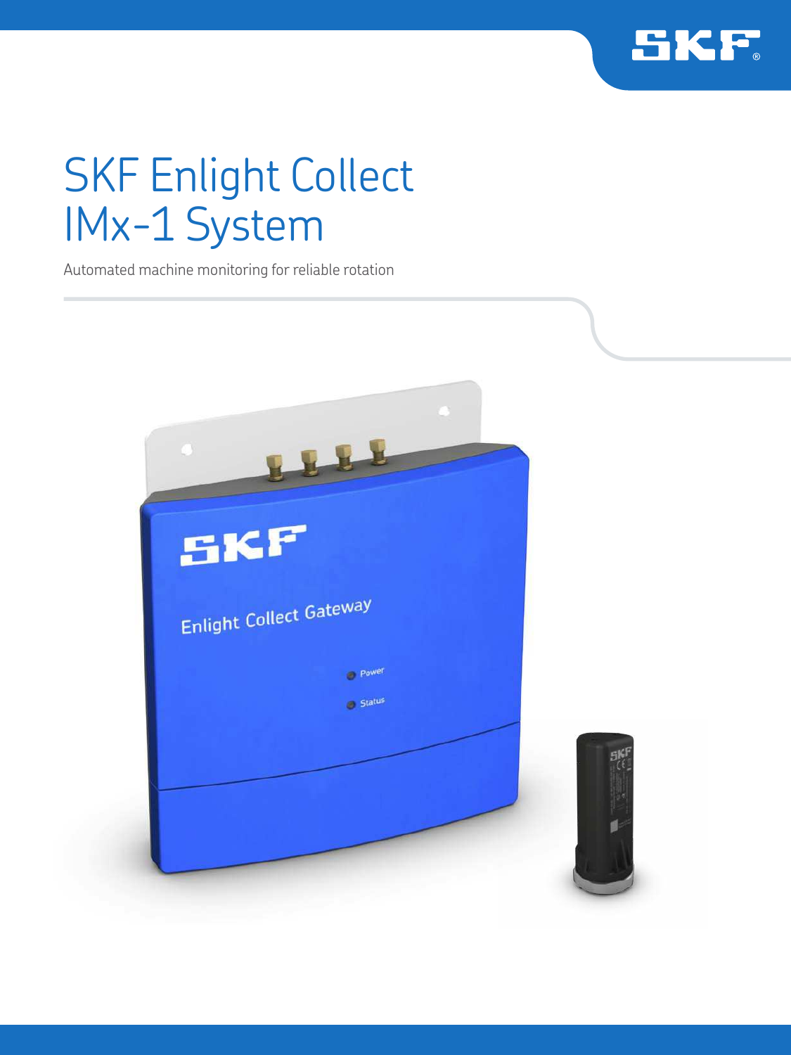# SKF Enlight Collect IMx-1 System

Automated machine monitoring for reliable rotation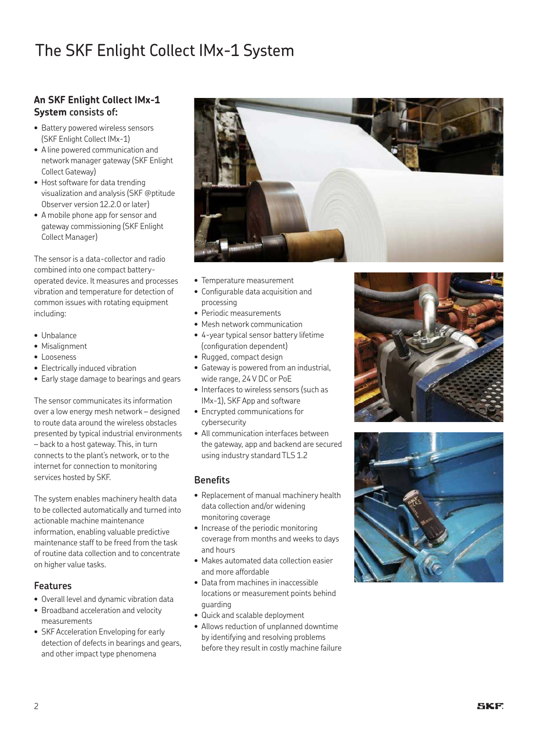# The SKF Enlight Collect IMx-1 System

**An SKF Enlight Collect IMx-1 System consists of:**

- Battery powered wireless sensors (SKF Enlight Collect IMx-1)
- A line powered communication and network manager gateway (SKF Enlight Collect Gateway)
- Host software for data trending visualization and analysis (SKF @ptitude Observer version 12.2.0 or later)
- A mobile phone app for sensor and gateway commissioning (SKF Enlight Collect Manager)

The sensor is a data-collector and radio combined into one compact battery-operated device. It measures and processes vibration and temperature for detection of common issues with rotating equipment including:

- Unbalance
- Misalignment
- Looseness
- Electrically induced vibration
- Early stage damage to bearings and gears

The sensor communicates its information over a low energy mesh network – designed to route data around the wireless obstacles presented by typical industrial environments – back to a host gateway. This, in turn connects to the plant's network, or to the internet for connection to monitoring services hosted by SKF.

The system enables machinery health data to be collected automatically and turned into actionable machine maintenance information, enabling valuable predictive maintenance staff to be freed from the task of routine data collection and to concentrate on higher value tasks.

## Features

- Overall level and dynamic vibration data
- Broadband acceleration and velocity measurements
- SKF Acceleration Enveloping for early detection of defects in bearings and gears, and other impact type phenomena
- Temperature measurement
- Configurable data acquisition and processing
- Periodic measurements
- Mesh network communication
- 4-year typical sensor battery lifetime (configuration dependent)
- Rugged, compact design
- Gateway is powered from an industrial, wide range, 24 V DC or PoE
- Interfaces to wireless sensors (such as IMx-1), SKF App and software
- Encrypted communications for cybersecurity
- All communication interfaces between the gateway, app and backend are secured using industry standard TLS 1.2

## Benefits

- Replacement of manual machinery health data collection and/or widening monitoring coverage
- Increase of the periodic monitoring coverage from months and weeks to days and hours
- Makes automated data collection easier and more affordable
- Data from machines in inaccessible locations or measurement points behind guarding
- Quick and scalable deployment
- Allows reduction of unplanned downtime by identifying and resolving problems before they result in costly machine failure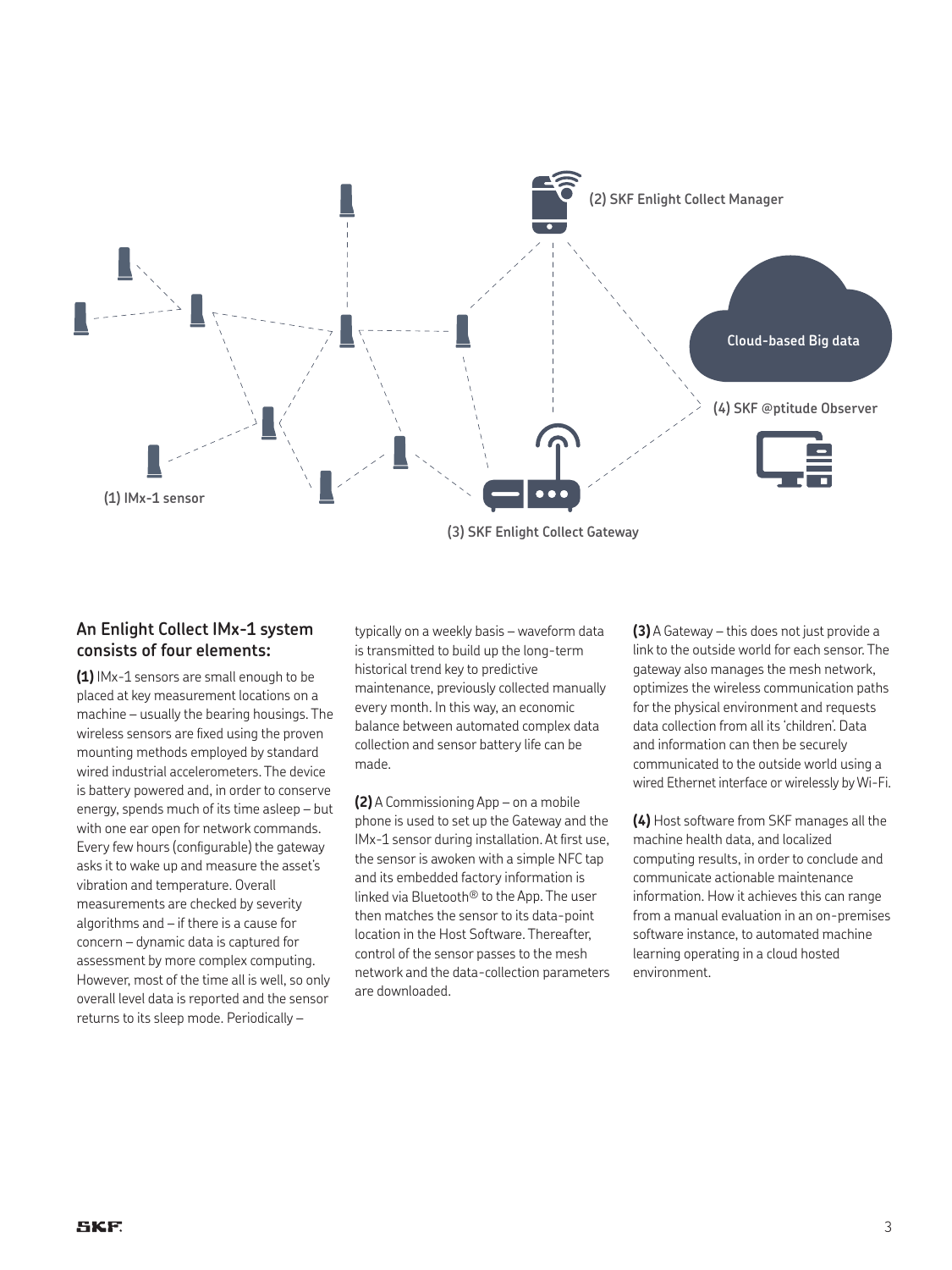(2) SKF Enlight Collect Manager

Cloud-based Big data

(4) SKF @ptitude Observer

(1) IMx-1 sensor

(3) SKF Enlight Collect Gateway

## An Enlight Collect IMx-1 system consists of four elements:

**(1)** IMx-1 sensors are small enough to be placed at key measurement locations on a machine – usually the bearing housings. The wireless sensors are fixed using the proven mounting methods employed by standard wired industrial accelerometers. The device is battery powered and, in order to conserve energy, spends much of its time asleep – but with one ear open for network commands. Every few hours (configurable) the gateway asks it to wake up and measure the asset's vibration and temperature. Overall measurements are checked by severity algorithms and – if there is a cause for concern – dynamic data is captured for assessment by more complex computing. However, most of the time all is well, so only overall level data is reported and the sensor returns to its sleep mode. Periodically – typically on a weekly basis – waveform data is transmitted to build up the long-term historical trend key to predictive maintenance, previously collected manually every month. In this way, an economic balance between automated complex data collection and sensor battery life can be made.

**(2)** A Commissioning App – on a mobile phone is used to set up the Gateway and the IMx-1 sensor during installation. At first use, the sensor is awoken with a simple NFC tap and its embedded factory information is linked via Bluetooth® to the App. The user then matches the sensor to its data-point location in the Host Software. Thereafter, control of the sensor passes to the mesh network and the data-collection parameters are downloaded.

**(3)** A Gateway – this does not just provide a link to the outside world for each sensor. The gateway also manages the mesh network, optimizes the wireless communication paths for the physical environment and requests data collection from all its 'children'. Data and information can then be securely communicated to the outside world using a wired Ethernet interface or wirelessly by Wi-Fi.

**(4)** Host software from SKF manages all the machine health data, and localized computing results, in order to conclude and communicate actionable maintenance information. How it achieves this can range from a manual evaluation in an on-premises software instance, to automated machine learning operating in a cloud hosted environment.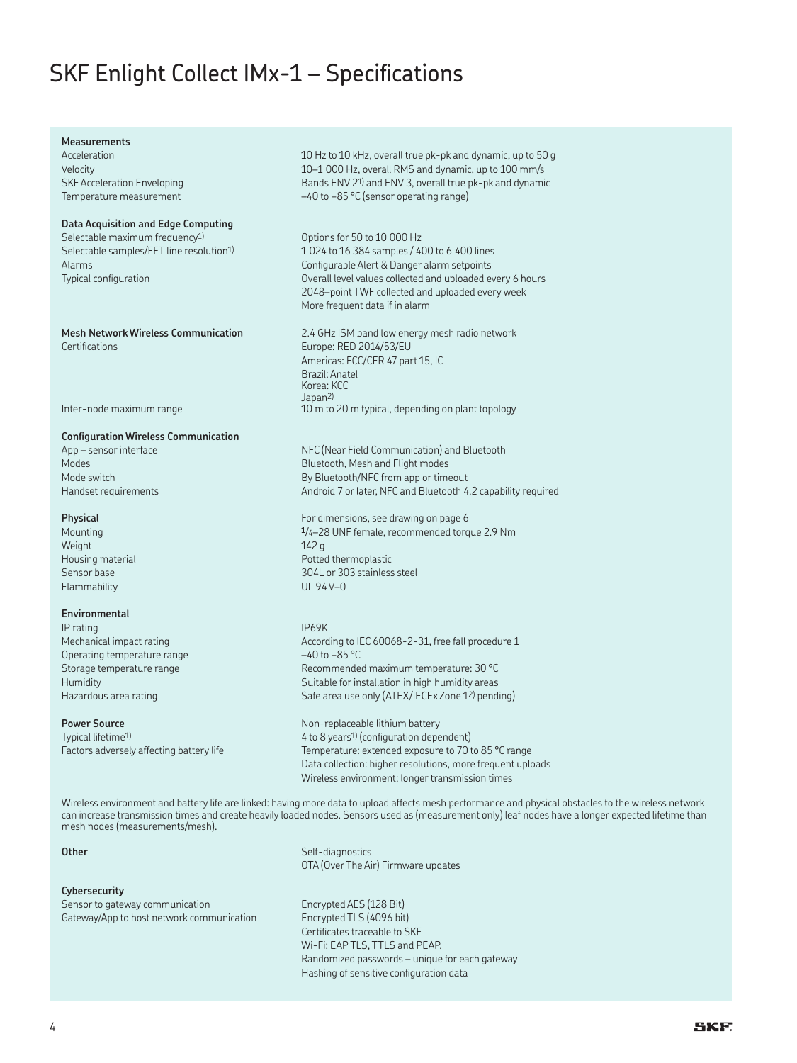# SKF Enlight Collect IMx-1 – Specifications

| | |
|---|---|
| **Measurements** | |
| Acceleration | 10 Hz to 10 kHz, overall true pk-pk and dynamic, up to 50 g |
| Velocity | 10–1 000 Hz, overall RMS and dynamic, up to 100 mm/s |
| SKF Acceleration Enveloping | Bands ENV 2[1)] and ENV 3, overall true pk-pk and dynamic |
| Temperature measurement | –40 to +85 °C (sensor operating range) |
| **Data Acquisition and Edge Computing** | |
| Selectable maximum frequency[1)] | Options for 50 to 10 000 Hz |
| Selectable samples/FFT line resolution[1)] | 1 024 to 16 384 samples / 400 to 6 400 lines |
| Alarms | Configurable Alert & Danger alarm setpoints |
| Typical configuration | Overall level values collected and uploaded every 6 hours<br>2048–point TWF collected and uploaded every week<br>More frequent data if in alarm |
| **Mesh Network Wireless Communication** | 2.4 GHz ISM band low energy mesh radio network |
| Certifications | Europe: RED 2014/53/EU<br>Americas: FCC/CFR 47 part 15, IC<br>Brazil: Anatel<br>Korea: KCC<br>Japan[2)] |
| Inter-node maximum range | 10 m to 20 m typical, depending on plant topology |
| **Configuration Wireless Communication** | |
| App – sensor interface | NFC (Near Field Communication) and Bluetooth |
| Modes | Bluetooth, Mesh and Flight modes |
| Mode switch | By Bluetooth/NFC from app or timeout |
| Handset requirements | Android 7 or later, NFC and Bluetooth 4.2 capability required |
| **Physical** | For dimensions, see drawing on page 6 |
| Mounting | 1/4–28 UNF female, recommended torque 2.9 Nm |
| Weight | 142 g |
| Housing material | Potted thermoplastic |
| Sensor base | 304L or 303 stainless steel |
| Flammability | UL 94 V–0 |
| **Environmental** | |
| IP rating | IP69K |
| Mechanical impact rating | According to IEC 60068-2-31, free fall procedure 1 |
| Operating temperature range | –40 to +85 °C |
| Storage temperature range | Recommended maximum temperature: 30 °C |
| Humidity | Suitable for installation in high humidity areas |
| Hazardous area rating | Safe area use only (ATEX/IECEx Zone 1[2)] pending) |
| **Power Source** | Non-replaceable lithium battery |
| Typical lifetime[1)] | 4 to 8 years[1)] (configuration dependent) |
| Factors adversely affecting battery life | Temperature: extended exposure to 70 to 85 °C range<br>Data collection: higher resolutions, more frequent uploads<br>Wireless environment: longer transmission times |

Wireless environment and battery life are linked: having more data to upload affects mesh performance and physical obstacles to the wireless network can increase transmission times and create heavily loaded nodes. Sensors used as (measurement only) leaf nodes have a longer expected lifetime than mesh nodes (measurements/mesh).

| | |
|---|---|
| **Other** | Self-diagnostics<br>OTA (Over The Air) Firmware updates |
| **Cybersecurity** | |
| Sensor to gateway communication | Encrypted AES (128 Bit) |
| Gateway/App to host network communication | Encrypted TLS (4096 bit)<br>Certificates traceable to SKF<br>Wi-Fi: EAP TLS, TTLS and PEAP.<br>Randomized passwords – unique for each gateway<br>Hashing of sensitive configuration data |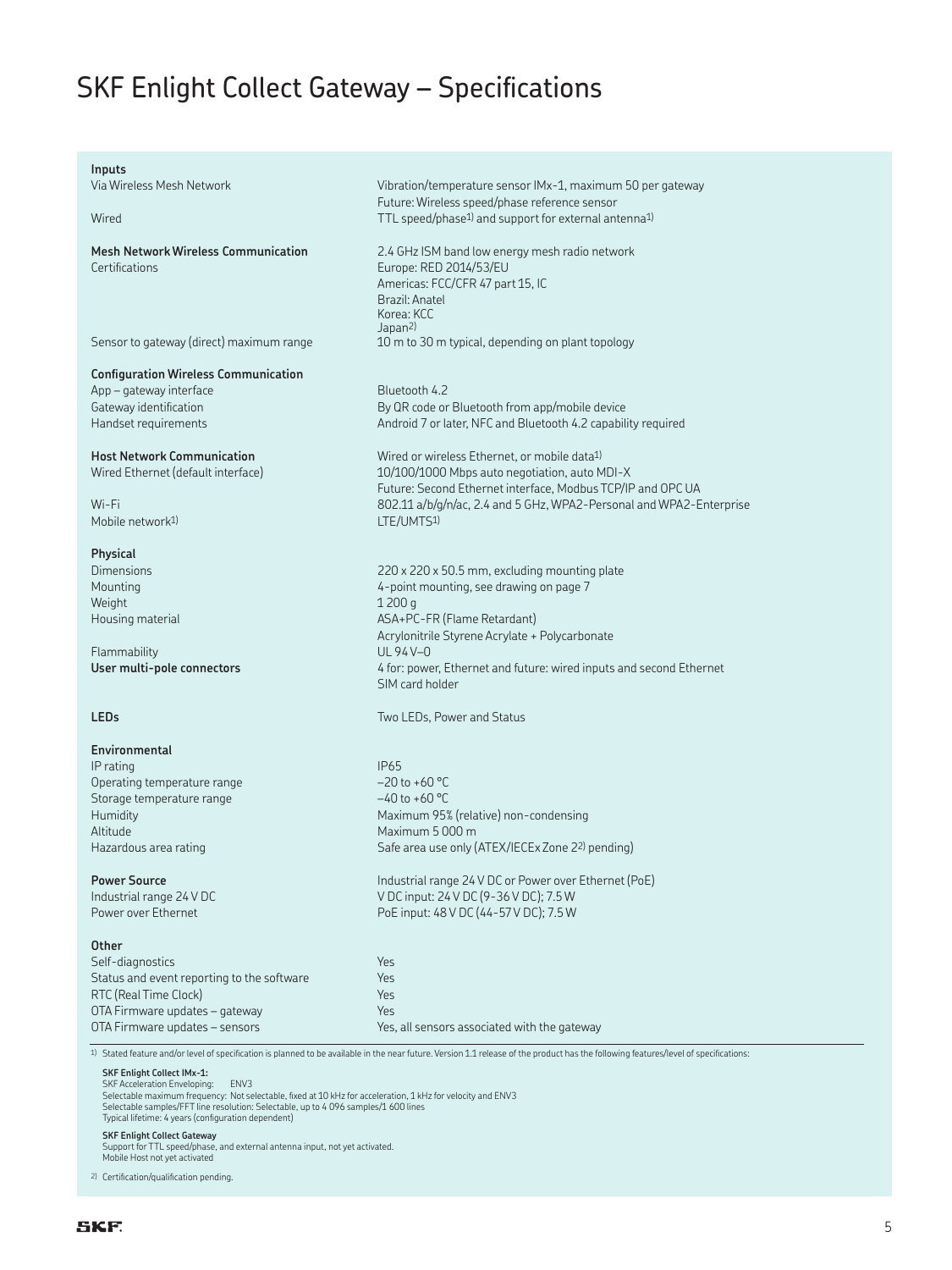# SKF Enlight Collect Gateway – Specifications

| | |
|---|---|
| **Inputs** | |
| Via Wireless Mesh Network | Vibration/temperature sensor IMx-1, maximum 50 per gateway<br>Future: Wireless speed/phase reference sensor |
| Wired | TTL speed/phase[1] and support for external antenna[1] |
| **Mesh Network Wireless Communication** | 2.4 GHz ISM band low energy mesh radio network |
| Certifications | Europe: RED 2014/53/EU<br>Americas: FCC/CFR 47 part 15, IC<br>Brazil: Anatel<br>Korea: KCC<br>Japan[2] |
| Sensor to gateway (direct) maximum range | 10 m to 30 m typical, depending on plant topology |
| **Configuration Wireless Communication** | |
| App – gateway interface | Bluetooth 4.2 |
| Gateway identification | By QR code or Bluetooth from app/mobile device |
| Handset requirements | Android 7 or later, NFC and Bluetooth 4.2 capability required |
| **Host Network Communication** | Wired or wireless Ethernet, or mobile data[1] |
| Wired Ethernet (default interface) | 10/100/1000 Mbps auto negotiation, auto MDI-X<br>Future: Second Ethernet interface, Modbus TCP/IP and OPC UA |
| Wi-Fi | 802.11 a/b/g/n/ac, 2.4 and 5 GHz, WPA2-Personal and WPA2-Enterprise |
| Mobile network[1] | LTE/UMTS[1] |
| **Physical** | |
| Dimensions | 220 x 220 x 50.5 mm, excluding mounting plate |
| Mounting | 4-point mounting, see drawing on page 7 |
| Weight | 1 200 g |
| Housing material | ASA+PC-FR (Flame Retardant)<br>Acrylonitrile Styrene Acrylate + Polycarbonate |
| Flammability | UL 94 V–0 |
| **User multi-pole connectors** | 4 for: power, Ethernet and future: wired inputs and second Ethernet<br>SIM card holder |
| **LEDs** | Two LEDs, Power and Status |
| **Environmental** | |
| IP rating | IP65 |
| Operating temperature range | –20 to +60 °C |
| Storage temperature range | –40 to +60 °C |
| Humidity | Maximum 95% (relative) non-condensing |
| Altitude | Maximum 5 000 m |
| Hazardous area rating | Safe area use only (ATEX/IECEx Zone 2[2] pending) |
| **Power Source** | Industrial range 24 V DC or Power over Ethernet (PoE) |
| Industrial range 24 V DC | V DC input: 24 V DC (9-36 V DC); 7.5 W |
| Power over Ethernet | PoE input: 48 V DC (44-57 V DC); 7.5 W |
| **Other** | |
| Self-diagnostics | Yes |
| Status and event reporting to the software | Yes |
| RTC (Real Time Clock) | Yes |
| OTA Firmware updates – gateway | Yes |
| OTA Firmware updates – sensors | Yes, all sensors associated with the gateway |

[1] Stated feature and/or level of specification is planned to be available in the near future. Version 1.1 release of the product has the following features/level of specifications:

**SKF Enlight Collect IMx-1:**
SKF Acceleration Enveloping: ENV3
Selectable maximum frequency: Not selectable, fixed at 10 kHz for acceleration, 1 kHz for velocity and ENV3
Selectable samples/FFT line resolution: Selectable, up to 4 096 samples/1 600 lines
Typical lifetime: 4 years (configuration dependent)

**SKF Enlight Collect Gateway**
Support for TTL speed/phase, and external antenna input, not yet activated.
Mobile Host not yet activated

[2] Certification/qualification pending.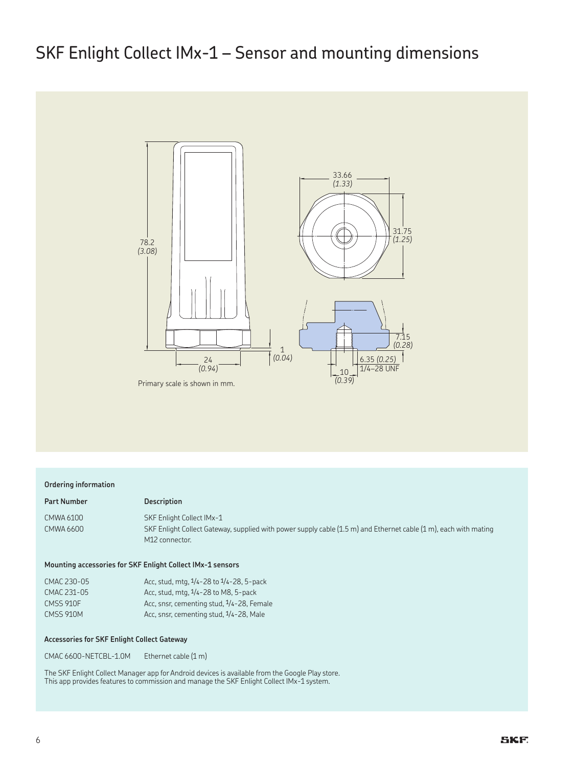# SKF Enlight Collect IMx-1 – Sensor and mounting dimensions

Primary scale is shown in mm.

**Ordering information**

| Part Number | Description |
|---|---|
| CMWA 6100 | SKF Enlight Collect IMx-1 |
| CMWA 6600 | SKF Enlight Collect Gateway, supplied with power supply cable (1.5 m) and Ethernet cable (1 m), each with mating M12 connector. |

**Mounting accessories for SKF Enlight Collect IMx-1 sensors**

| | |
|---|---|
| CMAC 230-05 | Acc, stud, mtg, 1/4-28 to 1/4-28, 5-pack |
| CMAC 231-05 | Acc, stud, mtg, 1/4-28 to M8, 5-pack |
| CMSS 910F | Acc, snsr, cementing stud, 1/4-28, Female |
| CMSS 910M | Acc, snsr, cementing stud, 1/4-28, Male |

**Accessories for SKF Enlight Collect Gateway**

| | |
|---|---|
| CMAC 6600-NETCBL-1.0M | Ethernet cable (1 m) |

The SKF Enlight Collect Manager app for Android devices is available from the Google Play store.
This app provides features to commission and manage the SKF Enlight Collect IMx-1 system.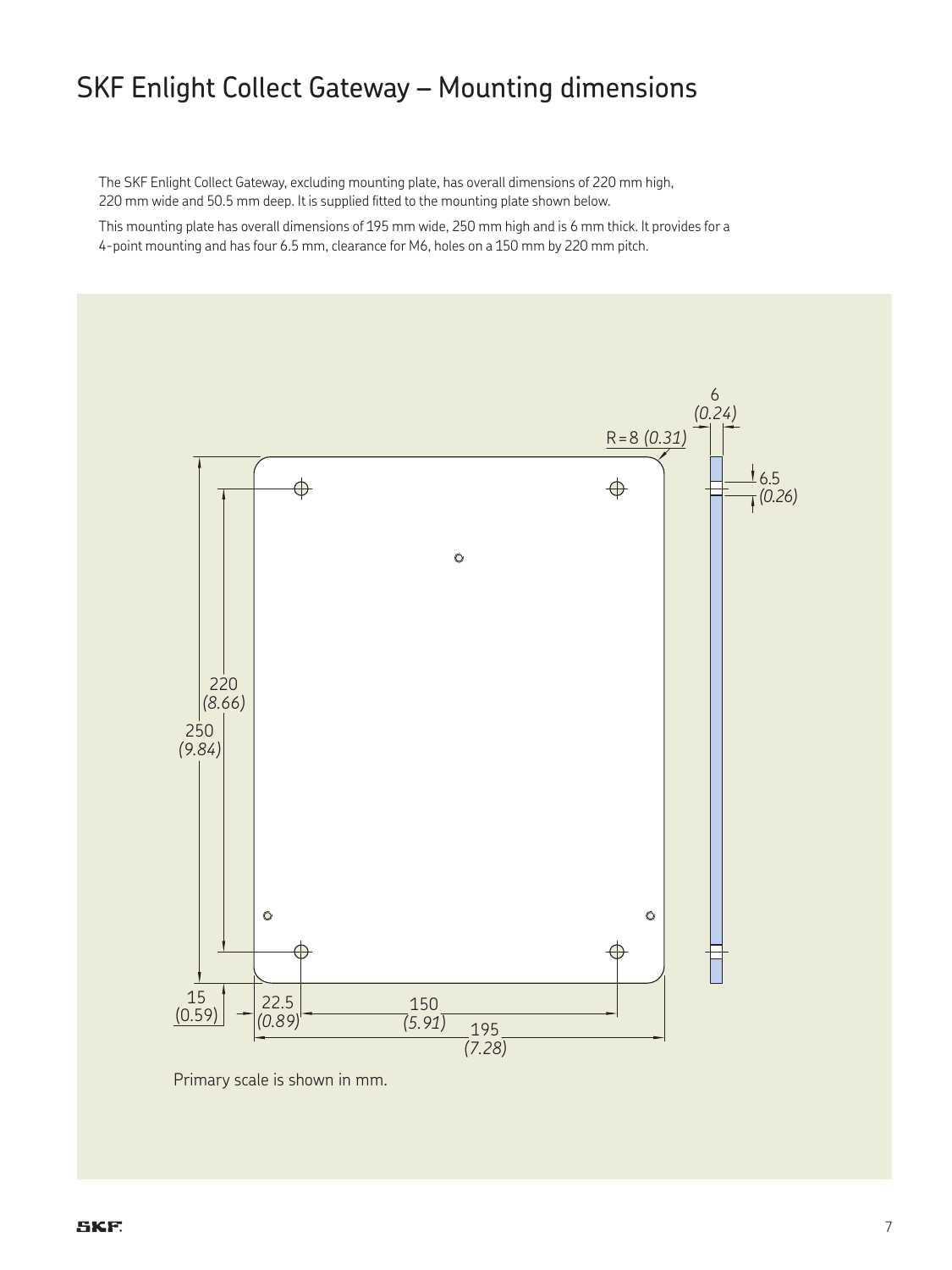# SKF Enlight Collect Gateway – Mounting dimensions

The SKF Enlight Collect Gateway, excluding mounting plate, has overall dimensions of 220 mm high, 220 mm wide and 50.5 mm deep. It is supplied fitted to the mounting plate shown below.

This mounting plate has overall dimensions of 195 mm wide, 250 mm high and is 6 mm thick. It provides for a 4-point mounting and has four 6.5 mm, clearance for M6, holes on a 150 mm by 220 mm pitch.

6 *(0.24)*

R = 8 *(0.31)*

6.5 *(0.26)*

220 *(8.66)*

250 *(9.84)*

15 (0.59)

22.5 *(0.89)*

150 *(5.91)*

195 *(7.28)*

Primary scale is shown in mm.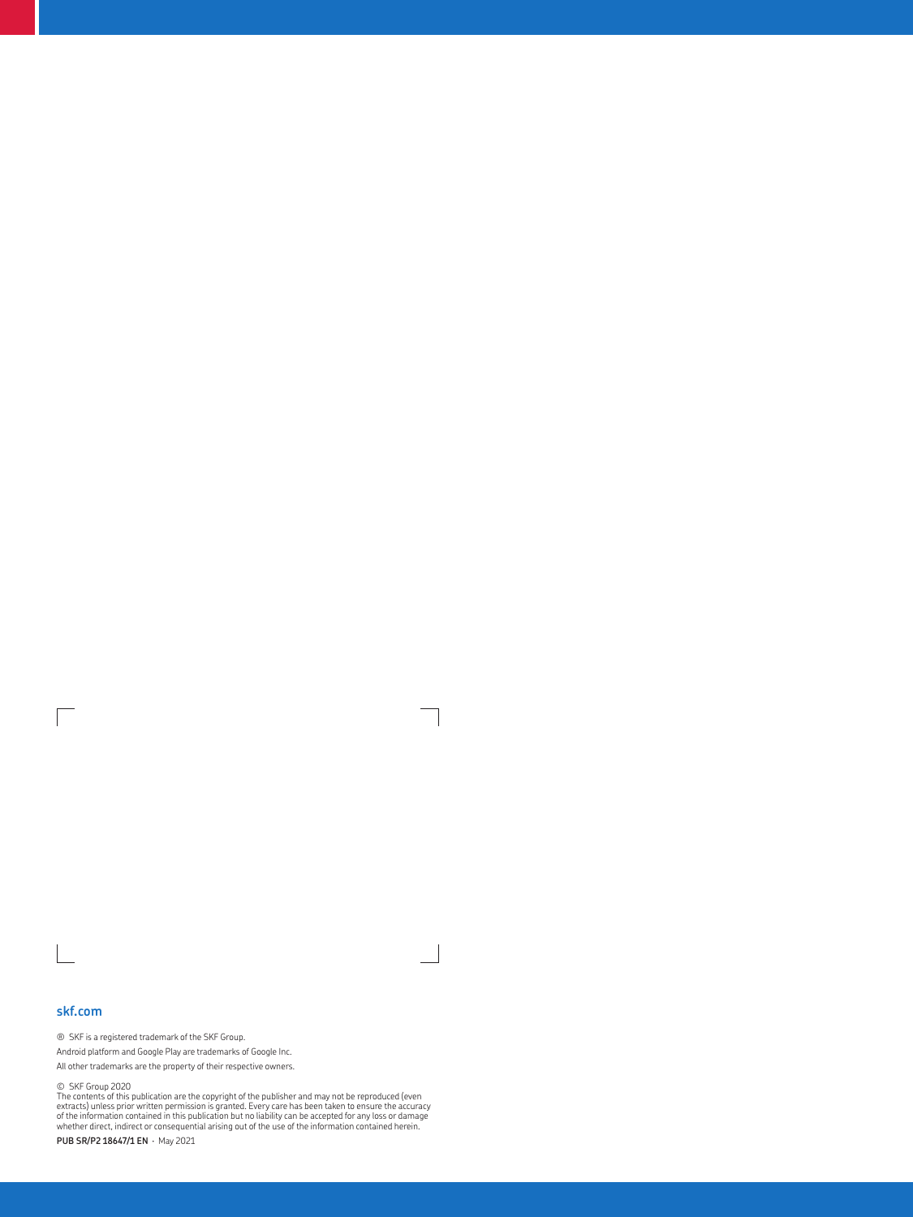**skf.com**

® SKF is a registered trademark of the SKF Group.

Android platform and Google Play are trademarks of Google Inc.

All other trademarks are the property of their respective owners.

© SKF Group 2020
The contents of this publication are the copyright of the publisher and may not be reproduced (even extracts) unless prior written permission is granted. Every care has been taken to ensure the accuracy of the information contained in this publication but no liability can be accepted for any loss or damage whether direct, indirect or consequential arising out of the use of the information contained herein.

**PUB SR/P2 18647/1 EN** · May 2021